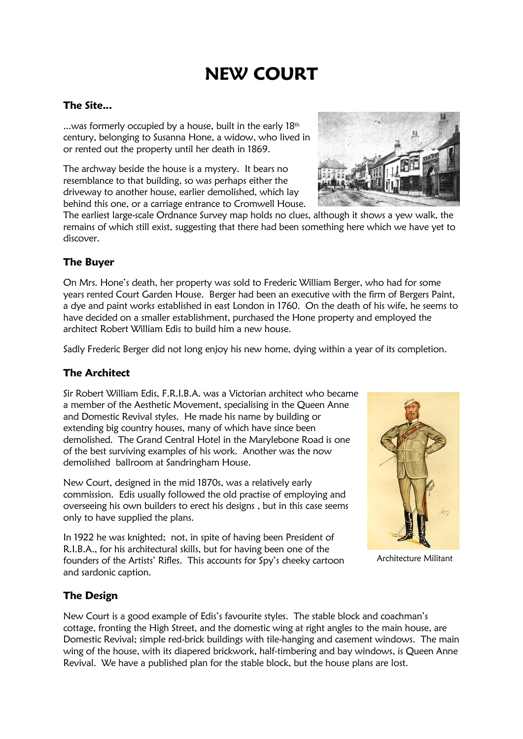# NEW COURT

### The Site...

...was formerly occupied by a house, built in the early 18th century, belonging to Susanna Hone, a widow, who lived in or rented out the property until her death in 1869.

The archway beside the house is a mystery. It bears no resemblance to that building, so was perhaps either the driveway to another house, earlier demolished, which lay behind this one, or a carriage entrance to Cromwell House. The earliest large-scale Ordnance Survey map holds no clues, although it shows a yew walk, the remains of which still exist, suggesting that there had been something here which we have yet to discover.

### The Buyer

On Mrs. Hone's death, her property was sold to Frederic William Berger, who had for some years rented Court Garden House. Berger had been an executive with the firm of Bergers Paint, a dye and paint works established in east London in 1760. On the death of his wife, he seems to have decided on a smaller establishment, purchased the Hone property and employed the architect Robert William Edis to build him a new house.

Sadly Frederic Berger did not long enjoy his new home, dying within a year of its completion.

### The Architect

Sir Robert William Edis, F.R.I.B.A. was a Victorian architect who became a member of the Aesthetic Movement, specialising in the Queen Anne and Domestic Revival styles. He made his name by building or extending big country houses, many of which have since been demolished. The Grand Central Hotel in the Marylebone Road is one of the best surviving examples of his work. Another was the now demolished ballroom at Sandringham House.

New Court, designed in the mid 1870s, was a relatively early commission. Edis usually followed the old practise of employing and overseeing his own builders to erect his designs , but in this case seems only to have supplied the plans.

In 1922 he was knighted; not, in spite of having been President of R.I.B.A., for his architectural skills, but for having been one of the founders of the Artists' Rifles. This accounts for Spy's cheeky cartoon and sardonic caption.

Architecture Militant

### The Design

New Court is a good example of Edis's favourite styles. The stable block and coachman's cottage, fronting the High Street, and the domestic wing at right angles to the main house, are Domestic Revival; simple red-brick buildings with tile-hanging and casement windows. The main wing of the house, with its diapered brickwork, half-timbering and bay windows, is Queen Anne Revival. We have a published plan for the stable block, but the house plans are lost.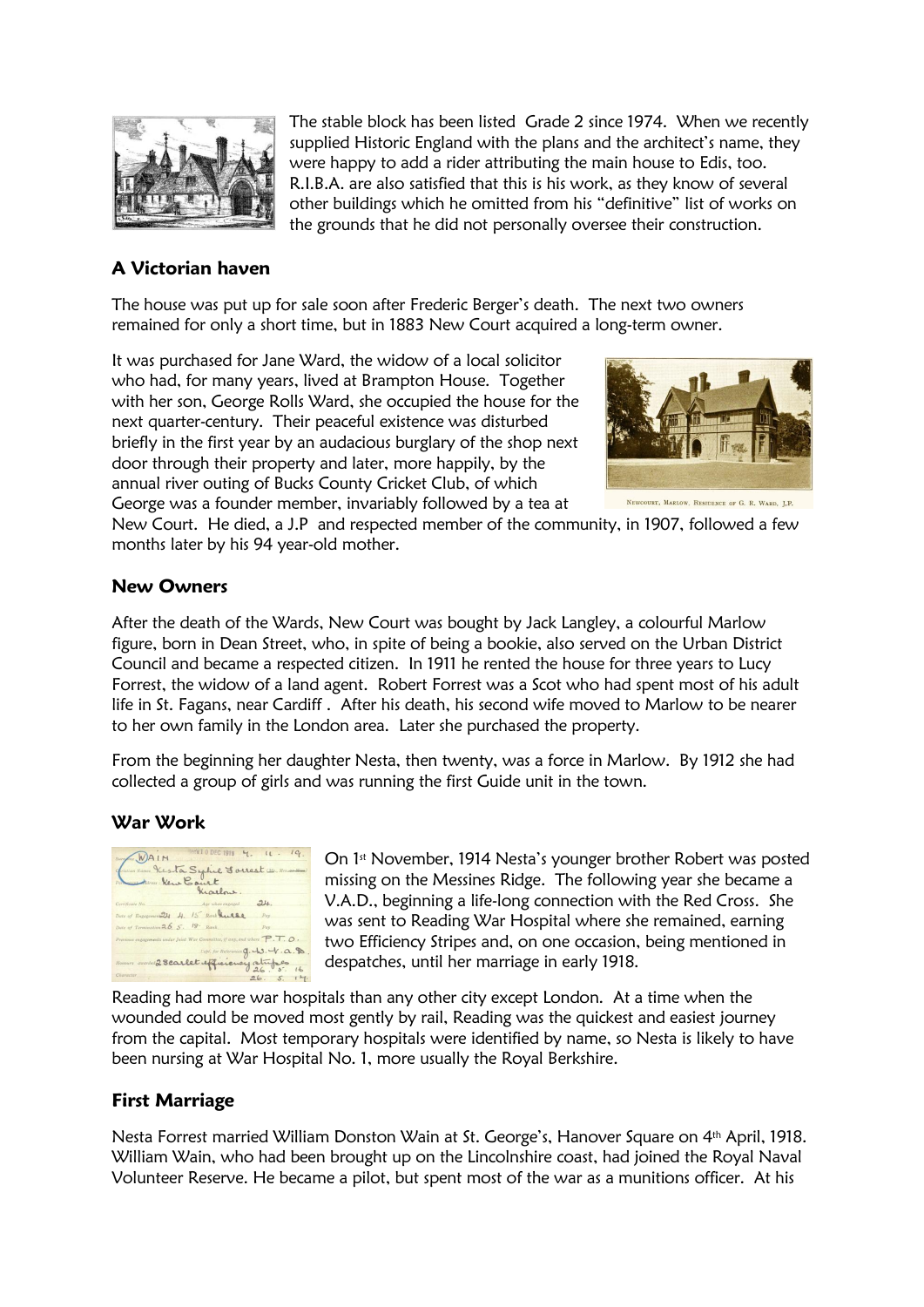The stable block has been listed Grade 2 since 1974. When we recently supplied Historic England with the plans and the architect's name, they were happy to add a rider attributing the main house to Edis, too. R.I.B.A. are also satisfied that this is his work, as they know of several other buildings which he omitted from his "definitive" list of works on the grounds that he did not personally oversee their construction.

## A Victorian haven

The house was put up for sale soon after Frederic Berger's death. The next two owners remained for only a short time, but in 1883 New Court acquired a long-term owner.

It was purchased for Jane Ward, the widow of a local solicitor who had, for many years, lived at Brampton House. Together with her son, George Rolls Ward, she occupied the house for the next quarter-century. Their peaceful existence was disturbed briefly in the first year by an audacious burglary of the shop next door through their property and later, more happily, by the annual river outing of Bucks County Cricket Club, of which George was a founder member, invariably followed by a tea at New Court. He died, a J.P and respected member of the community, in 1907, followed a few months later by his 94 year-old mother.

NEWCOURT, MARLOW, RESIDENCE OF G. R. WARD, J.P.

## New Owners

After the death of the Wards, New Court was bought by Jack Langley, a colourful Marlow figure, born in Dean Street, who, in spite of being a bookie, also served on the Urban District Council and became a respected citizen. In 1911 he rented the house for three years to Lucy Forrest, the widow of a land agent. Robert Forrest was a Scot who had spent most of his adult life in St. Fagans, near Cardiff . After his death, his second wife moved to Marlow to be nearer to her own family in the London area. Later she purchased the property.

From the beginning her daughter Nesta, then twenty, was a force in Marlow. By 1912 she had collected a group of girls and was running the first Guide unit in the town.

## War Work

On 1st November, 1914 Nesta's younger brother Robert was posted missing on the Messines Ridge. The following year she became a V.A.D., beginning a life-long connection with the Red Cross. She was sent to Reading War Hospital where she remained, earning two Efficiency Stripes and, on one occasion, being mentioned in despatches, until her marriage in early 1918.

Reading had more war hospitals than any other city except London. At a time when the wounded could be moved most gently by rail, Reading was the quickest and easiest journey from the capital. Most temporary hospitals were identified by name, so Nesta is likely to have been nursing at War Hospital No. 1, more usually the Royal Berkshire.

## First Marriage

Nesta Forrest married William Donston Wain at St. George's, Hanover Square on 4th April, 1918. William Wain, who had been brought up on the Lincolnshire coast, had joined the Royal Naval Volunteer Reserve. He became a pilot, but spent most of the war as a munitions officer. At his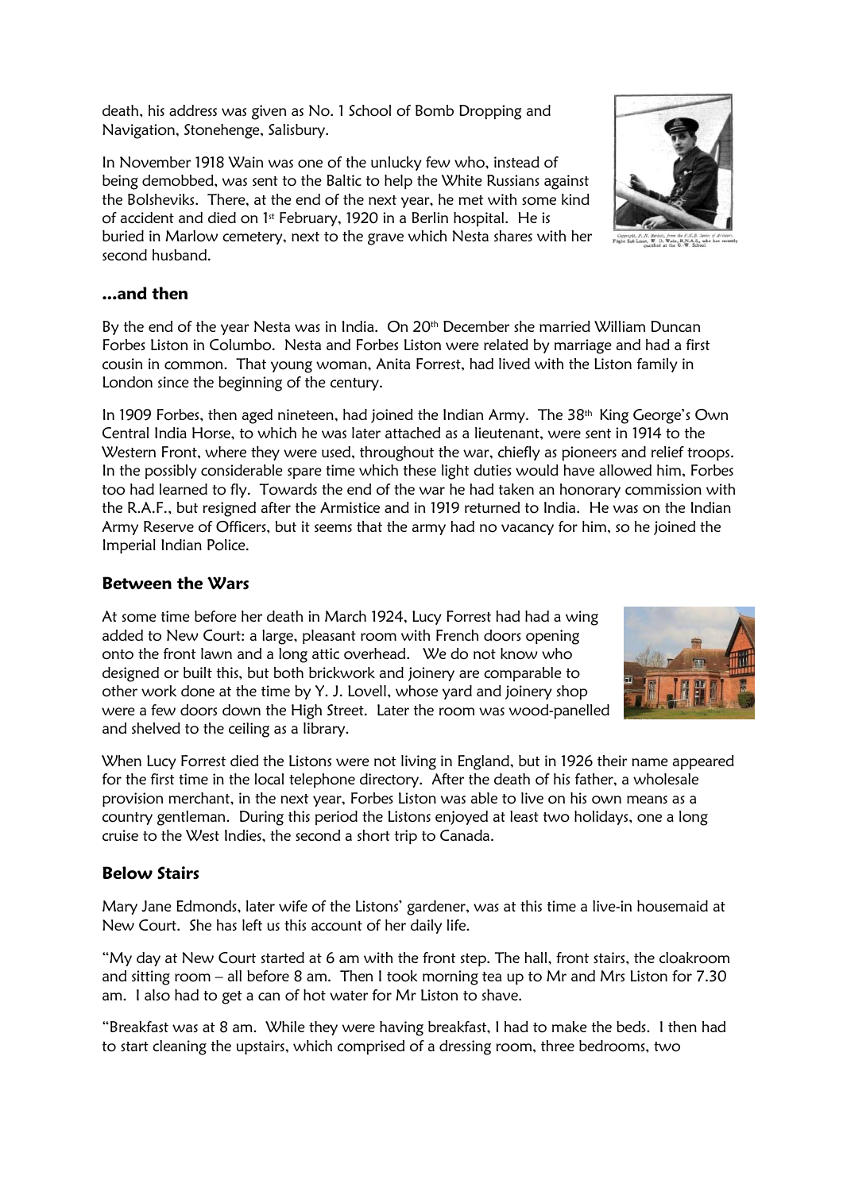death, his address was given as No. 1 School of Bomb Dropping and Navigation, Stonehenge, Salisbury.

In November 1918 Wain was one of the unlucky few who, instead of being demobbed, was sent to the Baltic to help the White Russians against the Bolsheviks. There, at the end of the next year, he met with some kind of accident and died on 1st February, 1920 in a Berlin hospital. He is buried in Marlow cemetery, next to the grave which Nesta shares with her second husband.

Copyright, F. N. Birkett, from the F.N.B. Series of Airmen. Flight Sub-Lieut. W. D. Wain, R.N.A.S., who has recently qualified at the G.-W. School

## ...and then

By the end of the year Nesta was in India. On 20th December she married William Duncan Forbes Liston in Columbo. Nesta and Forbes Liston were related by marriage and had a first cousin in common. That young woman, Anita Forrest, had lived with the Liston family in London since the beginning of the century.

In 1909 Forbes, then aged nineteen, had joined the Indian Army. The 38th King George's Own Central India Horse, to which he was later attached as a lieutenant, were sent in 1914 to the Western Front, where they were used, throughout the war, chiefly as pioneers and relief troops. In the possibly considerable spare time which these light duties would have allowed him, Forbes too had learned to fly. Towards the end of the war he had taken an honorary commission with the R.A.F., but resigned after the Armistice and in 1919 returned to India. He was on the Indian Army Reserve of Officers, but it seems that the army had no vacancy for him, so he joined the Imperial Indian Police.

## Between the Wars

At some time before her death in March 1924, Lucy Forrest had had a wing added to New Court: a large, pleasant room with French doors opening onto the front lawn and a long attic overhead. We do not know who designed or built this, but both brickwork and joinery are comparable to other work done at the time by Y. J. Lovell, whose yard and joinery shop were a few doors down the High Street. Later the room was wood-panelled and shelved to the ceiling as a library.

When Lucy Forrest died the Listons were not living in England, but in 1926 their name appeared for the first time in the local telephone directory. After the death of his father, a wholesale provision merchant, in the next year, Forbes Liston was able to live on his own means as a country gentleman. During this period the Listons enjoyed at least two holidays, one a long cruise to the West Indies, the second a short trip to Canada.

## Below Stairs

Mary Jane Edmonds, later wife of the Listons' gardener, was at this time a live-in housemaid at New Court. She has left us this account of her daily life.

"My day at New Court started at 6 am with the front step. The hall, front stairs, the cloakroom and sitting room – all before 8 am. Then I took morning tea up to Mr and Mrs Liston for 7.30 am. I also had to get a can of hot water for Mr Liston to shave.

"Breakfast was at 8 am. While they were having breakfast, I had to make the beds. I then had to start cleaning the upstairs, which comprised of a dressing room, three bedrooms, two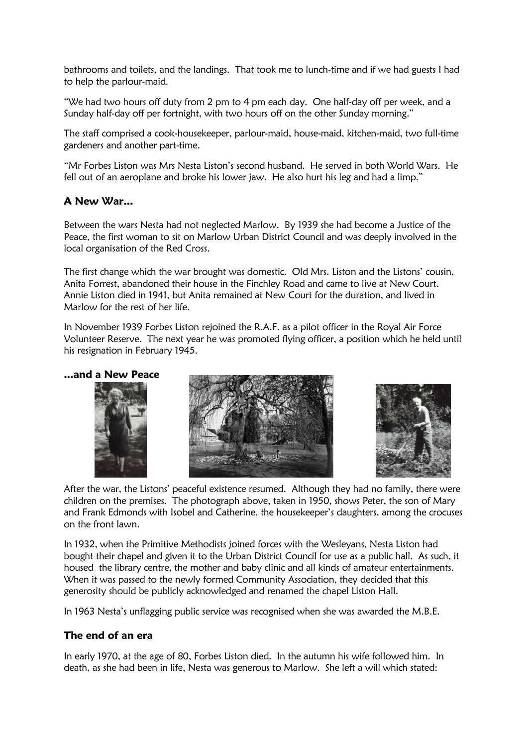bathrooms and toilets, and the landings. That took me to lunch-time and if we had guests I had to help the parlour-maid.

"We had two hours off duty from 2 pm to 4 pm each day. One half-day off per week, and a Sunday half-day off per fortnight, with two hours off on the other Sunday morning."

The staff comprised a cook-housekeeper, parlour-maid, house-maid, kitchen-maid, two full-time gardeners and another part-time.

"Mr Forbes Liston was Mrs Nesta Liston's second husband. He served in both World Wars. He fell out of an aeroplane and broke his lower jaw. He also hurt his leg and had a limp."

## A New War...

Between the wars Nesta had not neglected Marlow. By 1939 she had become a Justice of the Peace, the first woman to sit on Marlow Urban District Council and was deeply involved in the local organisation of the Red Cross.

The first change which the war brought was domestic. Old Mrs. Liston and the Listons' cousin, Anita Forrest, abandoned their house in the Finchley Road and came to live at New Court. Annie Liston died in 1941, but Anita remained at New Court for the duration, and lived in Marlow for the rest of her life.

In November 1939 Forbes Liston rejoined the R.A.F. as a pilot officer in the Royal Air Force Volunteer Reserve. The next year he was promoted flying officer, a position which he held until his resignation in February 1945.

## ...and a New Peace

After the war, the Listons' peaceful existence resumed. Although they had no family, there were children on the premises. The photograph above, taken in 1950, shows Peter, the son of Mary and Frank Edmonds with Isobel and Catherine, the housekeeper's daughters, among the crocuses on the front lawn.

In 1932, when the Primitive Methodists joined forces with the Wesleyans, Nesta Liston had bought their chapel and given it to the Urban District Council for use as a public hall. As such, it housed the library centre, the mother and baby clinic and all kinds of amateur entertainments. When it was passed to the newly formed Community Association, they decided that this generosity should be publicly acknowledged and renamed the chapel Liston Hall.

In 1963 Nesta's unflagging public service was recognised when she was awarded the M.B.E.

## The end of an era

In early 1970, at the age of 80, Forbes Liston died. In the autumn his wife followed him. In death, as she had been in life, Nesta was generous to Marlow. She left a will which stated: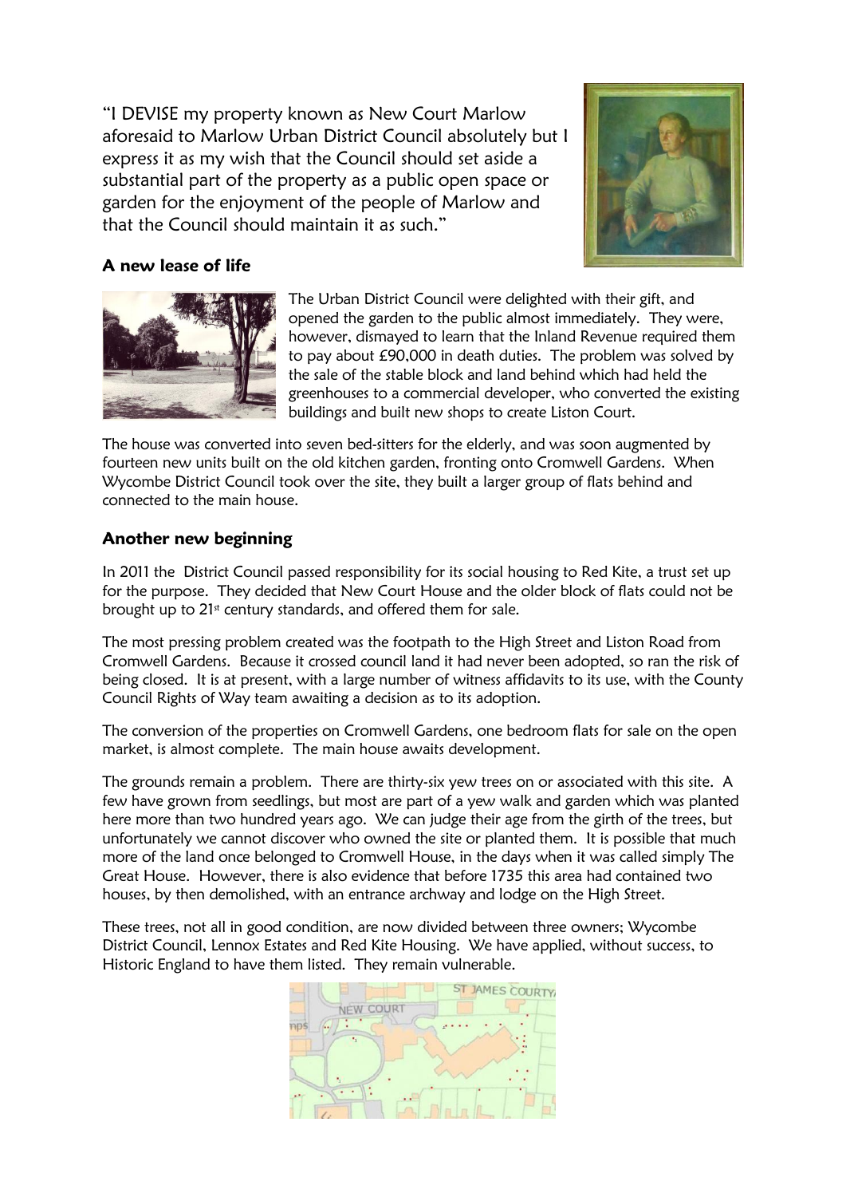"I DEVISE my property known as New Court Marlow aforesaid to Marlow Urban District Council absolutely but I express it as my wish that the Council should set aside a substantial part of the property as a public open space or garden for the enjoyment of the people of Marlow and that the Council should maintain it as such."

### A new lease of life

The Urban District Council were delighted with their gift, and opened the garden to the public almost immediately. They were, however, dismayed to learn that the Inland Revenue required them to pay about £90,000 in death duties. The problem was solved by the sale of the stable block and land behind which had held the greenhouses to a commercial developer, who converted the existing buildings and built new shops to create Liston Court.

The house was converted into seven bed-sitters for the elderly, and was soon augmented by fourteen new units built on the old kitchen garden, fronting onto Cromwell Gardens. When Wycombe District Council took over the site, they built a larger group of flats behind and connected to the main house.

### Another new beginning

In 2011 the District Council passed responsibility for its social housing to Red Kite, a trust set up for the purpose. They decided that New Court House and the older block of flats could not be brought up to 21st century standards, and offered them for sale.

The most pressing problem created was the footpath to the High Street and Liston Road from Cromwell Gardens. Because it crossed council land it had never been adopted, so ran the risk of being closed. It is at present, with a large number of witness affidavits to its use, with the County Council Rights of Way team awaiting a decision as to its adoption.

The conversion of the properties on Cromwell Gardens, one bedroom flats for sale on the open market, is almost complete. The main house awaits development.

The grounds remain a problem. There are thirty-six yew trees on or associated with this site. A few have grown from seedlings, but most are part of a yew walk and garden which was planted here more than two hundred years ago. We can judge their age from the girth of the trees, but unfortunately we cannot discover who owned the site or planted them. It is possible that much more of the land once belonged to Cromwell House, in the days when it was called simply The Great House. However, there is also evidence that before 1735 this area had contained two houses, by then demolished, with an entrance archway and lodge on the High Street.

These trees, not all in good condition, are now divided between three owners; Wycombe District Council, Lennox Estates and Red Kite Housing. We have applied, without success, to Historic England to have them listed. They remain vulnerable.